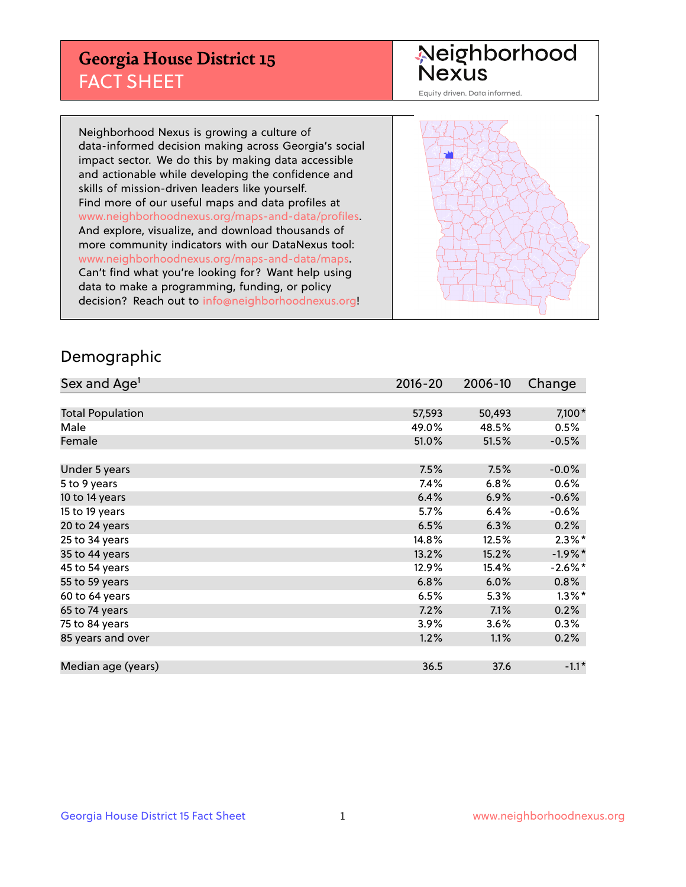# Georgia House District 15
## FACT SHEET

Neighborhood Nexus

Equity driven. Data informed.

Neighborhood Nexus is growing a culture of data-informed decision making across Georgia's social impact sector. We do this by making data accessible and actionable while developing the confidence and skills of mission-driven leaders like yourself. Find more of our useful maps and data profiles at www.neighborhoodnexus.org/maps-and-data/profiles. And explore, visualize, and download thousands of more community indicators with our DataNexus tool: www.neighborhoodnexus.org/maps-and-data/maps. Can't find what you're looking for? Want help using data to make a programming, funding, or policy decision? Reach out to info@neighborhoodnexus.org!

## Demographic

| Sex and Age[1] | 2016-20 | 2006-10 | Change |
|---|---|---|---|
| Total Population | 57,593 | 50,493 | 7,100* |
| Male | 49.0% | 48.5% | 0.5% |
| Female | 51.0% | 51.5% | -0.5% |
| | | | |
| Under 5 years | 7.5% | 7.5% | -0.0% |
| 5 to 9 years | 7.4% | 6.8% | 0.6% |
| 10 to 14 years | 6.4% | 6.9% | -0.6% |
| 15 to 19 years | 5.7% | 6.4% | -0.6% |
| 20 to 24 years | 6.5% | 6.3% | 0.2% |
| 25 to 34 years | 14.8% | 12.5% | 2.3%* |
| 35 to 44 years | 13.2% | 15.2% | -1.9%* |
| 45 to 54 years | 12.9% | 15.4% | -2.6%* |
| 55 to 59 years | 6.8% | 6.0% | 0.8% |
| 60 to 64 years | 6.5% | 5.3% | 1.3%* |
| 65 to 74 years | 7.2% | 7.1% | 0.2% |
| 75 to 84 years | 3.9% | 3.6% | 0.3% |
| 85 years and over | 1.2% | 1.1% | 0.2% |
| | | | |
| Median age (years) | 36.5 | 37.6 | -1.1* |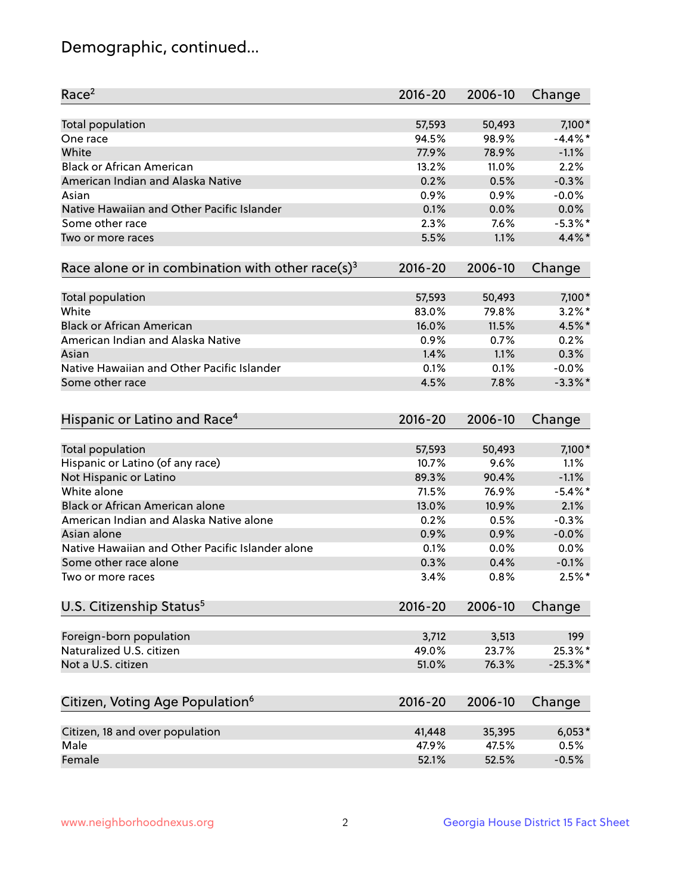# Demographic, continued...

| Race[2] | 2016-20 | 2006-10 | Change |
|---|---|---|---|
| Total population | 57,593 | 50,493 | 7,100* |
| One race | 94.5% | 98.9% | -4.4%* |
| White | 77.9% | 78.9% | -1.1% |
| Black or African American | 13.2% | 11.0% | 2.2% |
| American Indian and Alaska Native | 0.2% | 0.5% | -0.3% |
| Asian | 0.9% | 0.9% | -0.0% |
| Native Hawaiian and Other Pacific Islander | 0.1% | 0.0% | 0.0% |
| Some other race | 2.3% | 7.6% | -5.3%* |
| Two or more races | 5.5% | 1.1% | 4.4%* |

| Race alone or in combination with other race(s)[3] | 2016-20 | 2006-10 | Change |
|---|---|---|---|
| Total population | 57,593 | 50,493 | 7,100* |
| White | 83.0% | 79.8% | 3.2%* |
| Black or African American | 16.0% | 11.5% | 4.5%* |
| American Indian and Alaska Native | 0.9% | 0.7% | 0.2% |
| Asian | 1.4% | 1.1% | 0.3% |
| Native Hawaiian and Other Pacific Islander | 0.1% | 0.1% | -0.0% |
| Some other race | 4.5% | 7.8% | -3.3%* |

| Hispanic or Latino and Race[4] | 2016-20 | 2006-10 | Change |
|---|---|---|---|
| Total population | 57,593 | 50,493 | 7,100* |
| Hispanic or Latino (of any race) | 10.7% | 9.6% | 1.1% |
| Not Hispanic or Latino | 89.3% | 90.4% | -1.1% |
| White alone | 71.5% | 76.9% | -5.4%* |
| Black or African American alone | 13.0% | 10.9% | 2.1% |
| American Indian and Alaska Native alone | 0.2% | 0.5% | -0.3% |
| Asian alone | 0.9% | 0.9% | -0.0% |
| Native Hawaiian and Other Pacific Islander alone | 0.1% | 0.0% | 0.0% |
| Some other race alone | 0.3% | 0.4% | -0.1% |
| Two or more races | 3.4% | 0.8% | 2.5%* |

| U.S. Citizenship Status[5] | 2016-20 | 2006-10 | Change |
|---|---|---|---|
| Foreign-born population | 3,712 | 3,513 | 199 |
| Naturalized U.S. citizen | 49.0% | 23.7% | 25.3%* |
| Not a U.S. citizen | 51.0% | 76.3% | -25.3%* |

| Citizen, Voting Age Population[6] | 2016-20 | 2006-10 | Change |
|---|---|---|---|
| Citizen, 18 and over population | 41,448 | 35,395 | 6,053* |
| Male | 47.9% | 47.5% | 0.5% |
| Female | 52.1% | 52.5% | -0.5% |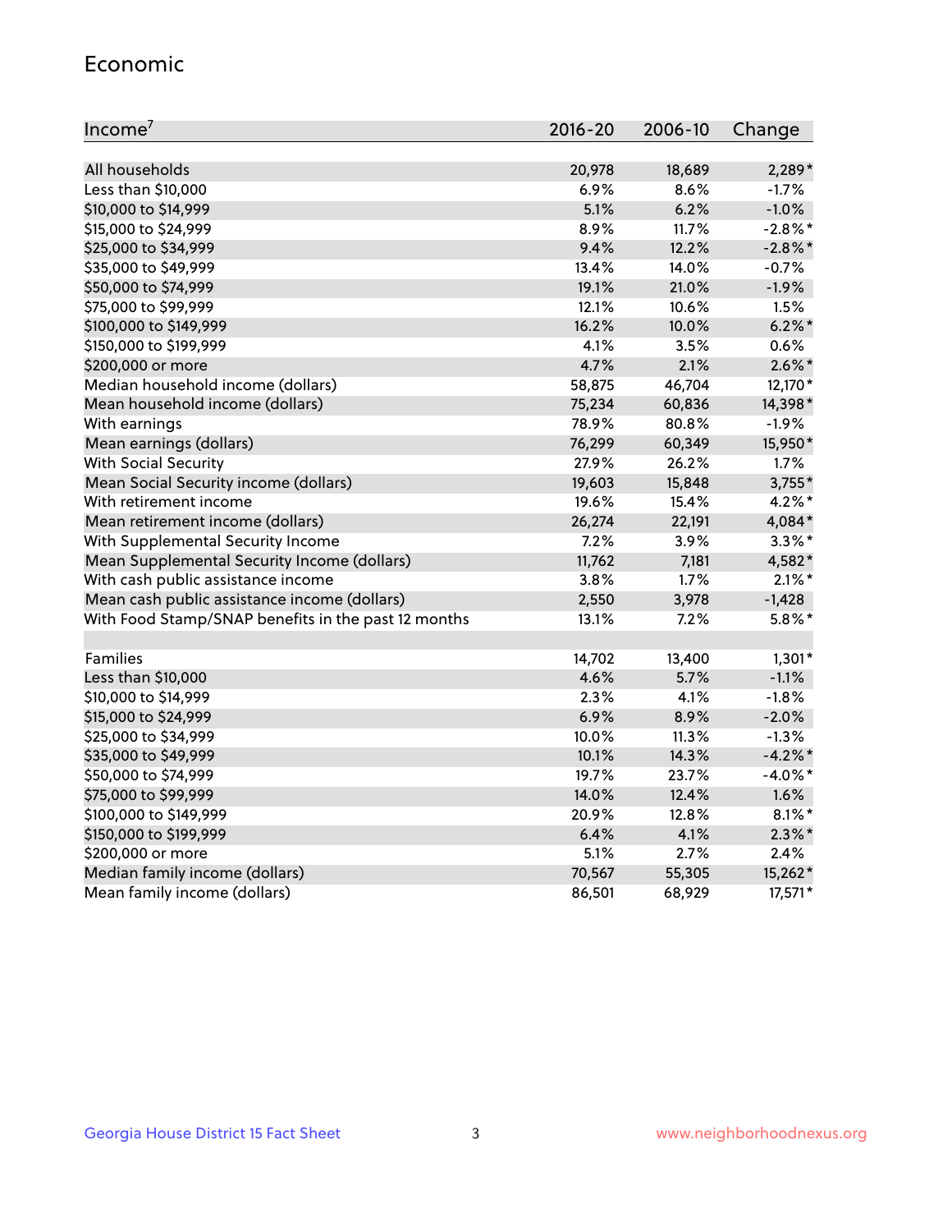## Economic

| Income[7] | 2016-20 | 2006-10 | Change |
|---|---|---|---|
| All households | 20,978 | 18,689 | 2,289* |
| Less than $10,000 | 6.9% | 8.6% | -1.7% |
| $10,000 to $14,999 | 5.1% | 6.2% | -1.0% |
| $15,000 to $24,999 | 8.9% | 11.7% | -2.8%* |
| $25,000 to $34,999 | 9.4% | 12.2% | -2.8%* |
| $35,000 to $49,999 | 13.4% | 14.0% | -0.7% |
| $50,000 to $74,999 | 19.1% | 21.0% | -1.9% |
| $75,000 to $99,999 | 12.1% | 10.6% | 1.5% |
| $100,000 to $149,999 | 16.2% | 10.0% | 6.2%* |
| $150,000 to $199,999 | 4.1% | 3.5% | 0.6% |
| $200,000 or more | 4.7% | 2.1% | 2.6%* |
| Median household income (dollars) | 58,875 | 46,704 | 12,170* |
| Mean household income (dollars) | 75,234 | 60,836 | 14,398* |
| With earnings | 78.9% | 80.8% | -1.9% |
| Mean earnings (dollars) | 76,299 | 60,349 | 15,950* |
| With Social Security | 27.9% | 26.2% | 1.7% |
| Mean Social Security income (dollars) | 19,603 | 15,848 | 3,755* |
| With retirement income | 19.6% | 15.4% | 4.2%* |
| Mean retirement income (dollars) | 26,274 | 22,191 | 4,084* |
| With Supplemental Security Income | 7.2% | 3.9% | 3.3%* |
| Mean Supplemental Security Income (dollars) | 11,762 | 7,181 | 4,582* |
| With cash public assistance income | 3.8% | 1.7% | 2.1%* |
| Mean cash public assistance income (dollars) | 2,550 | 3,978 | -1,428 |
| With Food Stamp/SNAP benefits in the past 12 months | 13.1% | 7.2% | 5.8%* |
| | | | |
| Families | 14,702 | 13,400 | 1,301* |
| Less than $10,000 | 4.6% | 5.7% | -1.1% |
| $10,000 to $14,999 | 2.3% | 4.1% | -1.8% |
| $15,000 to $24,999 | 6.9% | 8.9% | -2.0% |
| $25,000 to $34,999 | 10.0% | 11.3% | -1.3% |
| $35,000 to $49,999 | 10.1% | 14.3% | -4.2%* |
| $50,000 to $74,999 | 19.7% | 23.7% | -4.0%* |
| $75,000 to $99,999 | 14.0% | 12.4% | 1.6% |
| $100,000 to $149,999 | 20.9% | 12.8% | 8.1%* |
| $150,000 to $199,999 | 6.4% | 4.1% | 2.3%* |
| $200,000 or more | 5.1% | 2.7% | 2.4% |
| Median family income (dollars) | 70,567 | 55,305 | 15,262* |
| Mean family income (dollars) | 86,501 | 68,929 | 17,571* |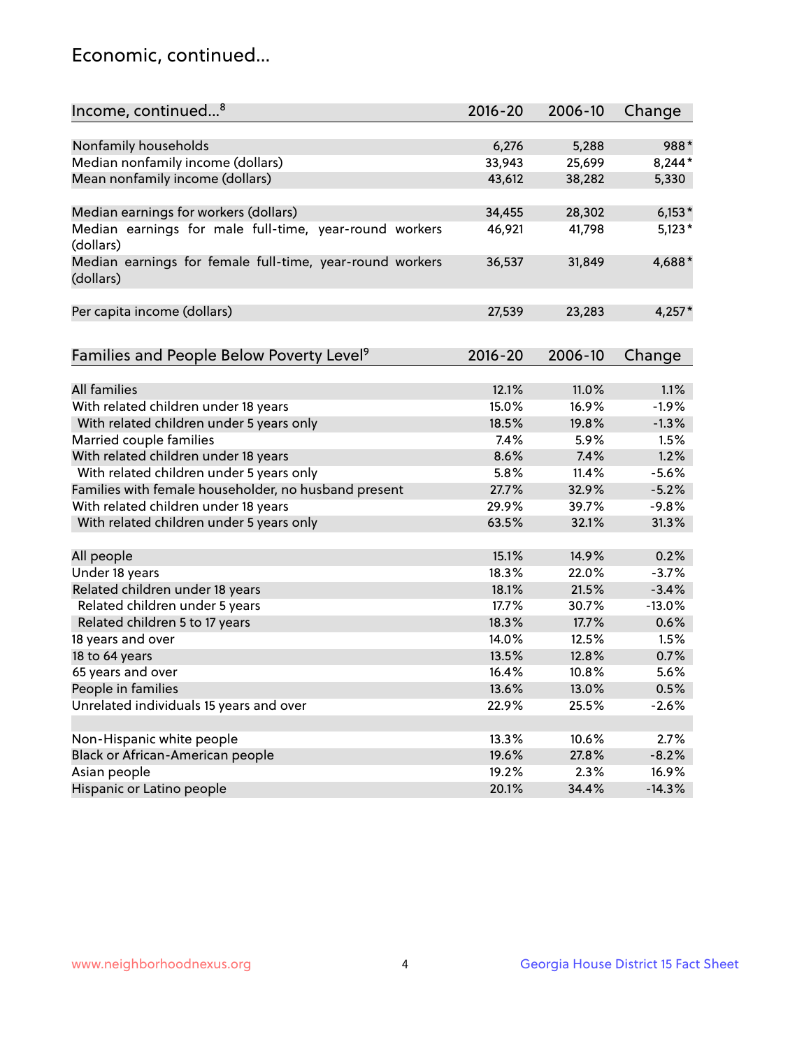## Economic, continued...

| Income, continued...[8] | 2016-20 | 2006-10 | Change |
|---|---|---|---|
| Nonfamily households | 6,276 | 5,288 | 988* |
| Median nonfamily income (dollars) | 33,943 | 25,699 | 8,244* |
| Mean nonfamily income (dollars) | 43,612 | 38,282 | 5,330 |
| Median earnings for workers (dollars) | 34,455 | 28,302 | 6,153* |
| Median earnings for male full-time, year-round workers (dollars) | 46,921 | 41,798 | 5,123* |
| Median earnings for female full-time, year-round workers (dollars) | 36,537 | 31,849 | 4,688* |
| Per capita income (dollars) | 27,539 | 23,283 | 4,257* |

| Families and People Below Poverty Level[9] | 2016-20 | 2006-10 | Change |
|---|---|---|---|
| All families | 12.1% | 11.0% | 1.1% |
| With related children under 18 years | 15.0% | 16.9% | -1.9% |
| With related children under 5 years only | 18.5% | 19.8% | -1.3% |
| Married couple families | 7.4% | 5.9% | 1.5% |
| With related children under 18 years | 8.6% | 7.4% | 1.2% |
| With related children under 5 years only | 5.8% | 11.4% | -5.6% |
| Families with female householder, no husband present | 27.7% | 32.9% | -5.2% |
| With related children under 18 years | 29.9% | 39.7% | -9.8% |
| With related children under 5 years only | 63.5% | 32.1% | 31.3% |
| All people | 15.1% | 14.9% | 0.2% |
| Under 18 years | 18.3% | 22.0% | -3.7% |
| Related children under 18 years | 18.1% | 21.5% | -3.4% |
| Related children under 5 years | 17.7% | 30.7% | -13.0% |
| Related children 5 to 17 years | 18.3% | 17.7% | 0.6% |
| 18 years and over | 14.0% | 12.5% | 1.5% |
| 18 to 64 years | 13.5% | 12.8% | 0.7% |
| 65 years and over | 16.4% | 10.8% | 5.6% |
| People in families | 13.6% | 13.0% | 0.5% |
| Unrelated individuals 15 years and over | 22.9% | 25.5% | -2.6% |
| Non-Hispanic white people | 13.3% | 10.6% | 2.7% |
| Black or African-American people | 19.6% | 27.8% | -8.2% |
| Asian people | 19.2% | 2.3% | 16.9% |
| Hispanic or Latino people | 20.1% | 34.4% | -14.3% |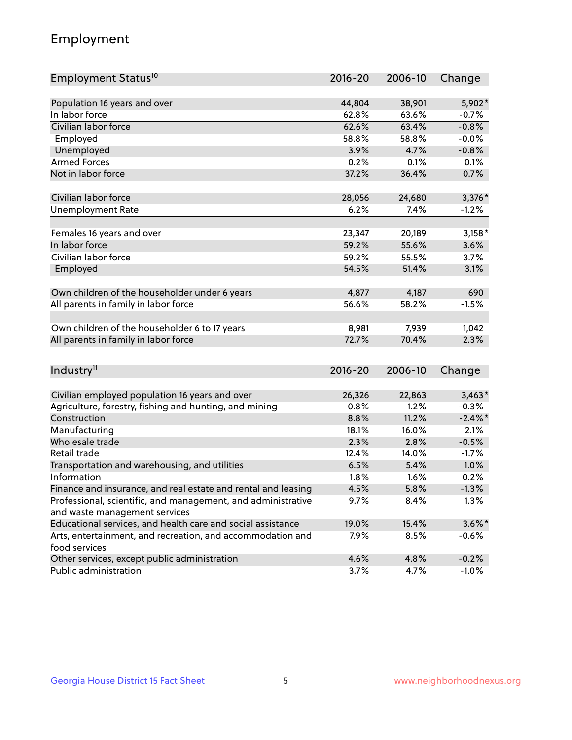## Employment

| Employment Status[10] | 2016-20 | 2006-10 | Change |
|---|---|---|---|
| Population 16 years and over | 44,804 | 38,901 | 5,902* |
| In labor force | 62.8% | 63.6% | -0.7% |
| Civilian labor force | 62.6% | 63.4% | -0.8% |
| Employed | 58.8% | 58.8% | -0.0% |
| Unemployed | 3.9% | 4.7% | -0.8% |
| Armed Forces | 0.2% | 0.1% | 0.1% |
| Not in labor force | 37.2% | 36.4% | 0.7% |
| | | | |
| Civilian labor force | 28,056 | 24,680 | 3,376* |
| Unemployment Rate | 6.2% | 7.4% | -1.2% |
| | | | |
| Females 16 years and over | 23,347 | 20,189 | 3,158* |
| In labor force | 59.2% | 55.6% | 3.6% |
| Civilian labor force | 59.2% | 55.5% | 3.7% |
| Employed | 54.5% | 51.4% | 3.1% |
| | | | |
| Own children of the householder under 6 years | 4,877 | 4,187 | 690 |
| All parents in family in labor force | 56.6% | 58.2% | -1.5% |
| | | | |
| Own children of the householder 6 to 17 years | 8,981 | 7,939 | 1,042 |
| All parents in family in labor force | 72.7% | 70.4% | 2.3% |

| Industry[11] | 2016-20 | 2006-10 | Change |
|---|---|---|---|
| Civilian employed population 16 years and over | 26,326 | 22,863 | 3,463* |
| Agriculture, forestry, fishing and hunting, and mining | 0.8% | 1.2% | -0.3% |
| Construction | 8.8% | 11.2% | -2.4%* |
| Manufacturing | 18.1% | 16.0% | 2.1% |
| Wholesale trade | 2.3% | 2.8% | -0.5% |
| Retail trade | 12.4% | 14.0% | -1.7% |
| Transportation and warehousing, and utilities | 6.5% | 5.4% | 1.0% |
| Information | 1.8% | 1.6% | 0.2% |
| Finance and insurance, and real estate and rental and leasing | 4.5% | 5.8% | -1.3% |
| Professional, scientific, and management, and administrative and waste management services | 9.7% | 8.4% | 1.3% |
| Educational services, and health care and social assistance | 19.0% | 15.4% | 3.6%* |
| Arts, entertainment, and recreation, and accommodation and food services | 7.9% | 8.5% | -0.6% |
| Other services, except public administration | 4.6% | 4.8% | -0.2% |
| Public administration | 3.7% | 4.7% | -1.0% |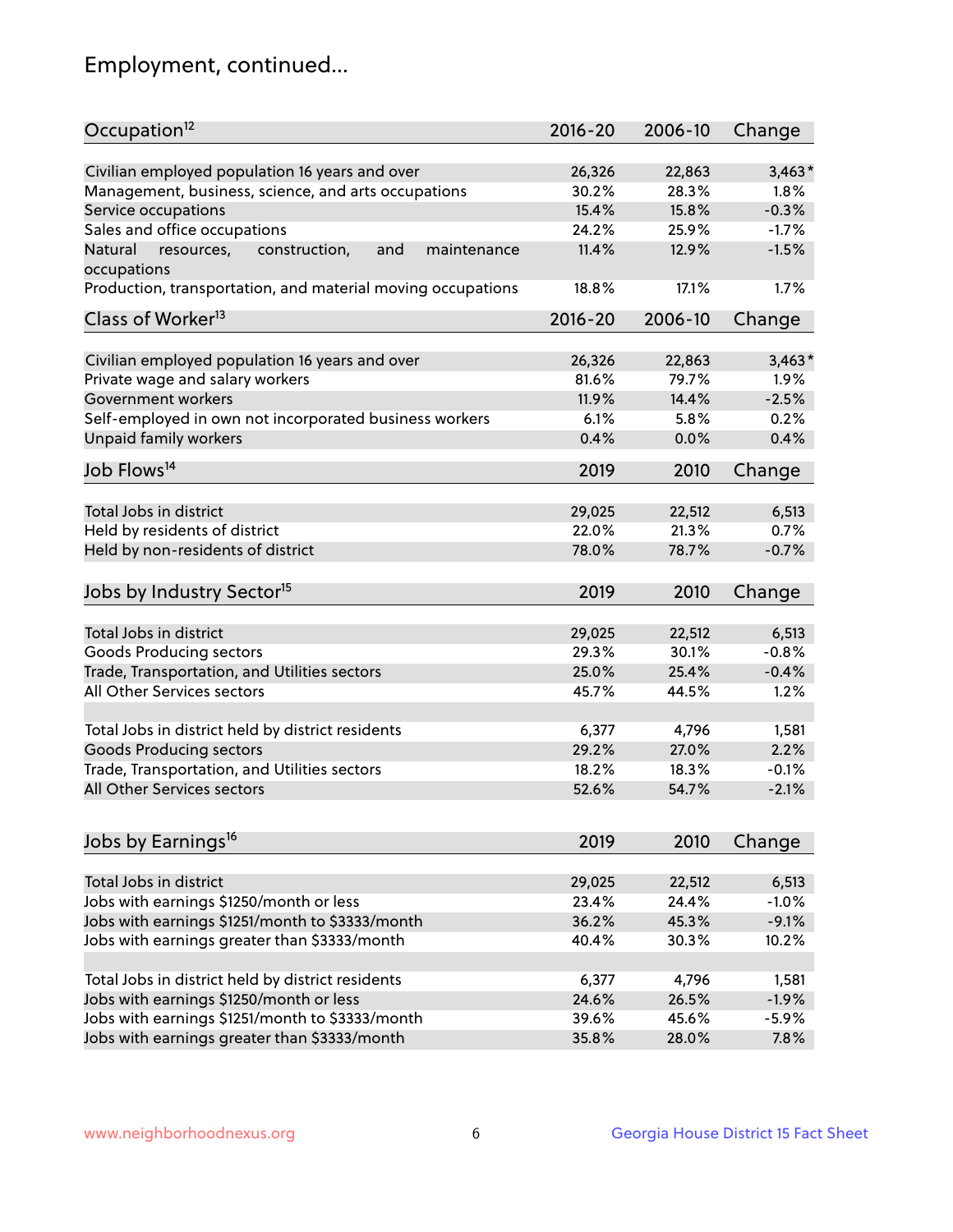## Employment, continued...

| Occupation[12] | 2016-20 | 2006-10 | Change |
|---|---|---|---|
| Civilian employed population 16 years and over | 26,326 | 22,863 | 3,463* |
| Management, business, science, and arts occupations | 30.2% | 28.3% | 1.8% |
| Service occupations | 15.4% | 15.8% | -0.3% |
| Sales and office occupations | 24.2% | 25.9% | -1.7% |
| Natural resources, construction, and maintenance occupations | 11.4% | 12.9% | -1.5% |
| Production, transportation, and material moving occupations | 18.8% | 17.1% | 1.7% |

| Class of Worker[13] | 2016-20 | 2006-10 | Change |
|---|---|---|---|
| Civilian employed population 16 years and over | 26,326 | 22,863 | 3,463* |
| Private wage and salary workers | 81.6% | 79.7% | 1.9% |
| Government workers | 11.9% | 14.4% | -2.5% |
| Self-employed in own not incorporated business workers | 6.1% | 5.8% | 0.2% |
| Unpaid family workers | 0.4% | 0.0% | 0.4% |

| Job Flows[14] | 2019 | 2010 | Change |
|---|---|---|---|
| Total Jobs in district | 29,025 | 22,512 | 6,513 |
| Held by residents of district | 22.0% | 21.3% | 0.7% |
| Held by non-residents of district | 78.0% | 78.7% | -0.7% |

| Jobs by Industry Sector[15] | 2019 | 2010 | Change |
|---|---|---|---|
| Total Jobs in district | 29,025 | 22,512 | 6,513 |
| Goods Producing sectors | 29.3% | 30.1% | -0.8% |
| Trade, Transportation, and Utilities sectors | 25.0% | 25.4% | -0.4% |
| All Other Services sectors | 45.7% | 44.5% | 1.2% |
| | | | |
| Total Jobs in district held by district residents | 6,377 | 4,796 | 1,581 |
| Goods Producing sectors | 29.2% | 27.0% | 2.2% |
| Trade, Transportation, and Utilities sectors | 18.2% | 18.3% | -0.1% |
| All Other Services sectors | 52.6% | 54.7% | -2.1% |

| Jobs by Earnings[16] | 2019 | 2010 | Change |
|---|---|---|---|
| Total Jobs in district | 29,025 | 22,512 | 6,513 |
| Jobs with earnings $1250/month or less | 23.4% | 24.4% | -1.0% |
| Jobs with earnings $1251/month to $3333/month | 36.2% | 45.3% | -9.1% |
| Jobs with earnings greater than $3333/month | 40.4% | 30.3% | 10.2% |
| | | | |
| Total Jobs in district held by district residents | 6,377 | 4,796 | 1,581 |
| Jobs with earnings $1250/month or less | 24.6% | 26.5% | -1.9% |
| Jobs with earnings $1251/month to $3333/month | 39.6% | 45.6% | -5.9% |
| Jobs with earnings greater than $3333/month | 35.8% | 28.0% | 7.8% |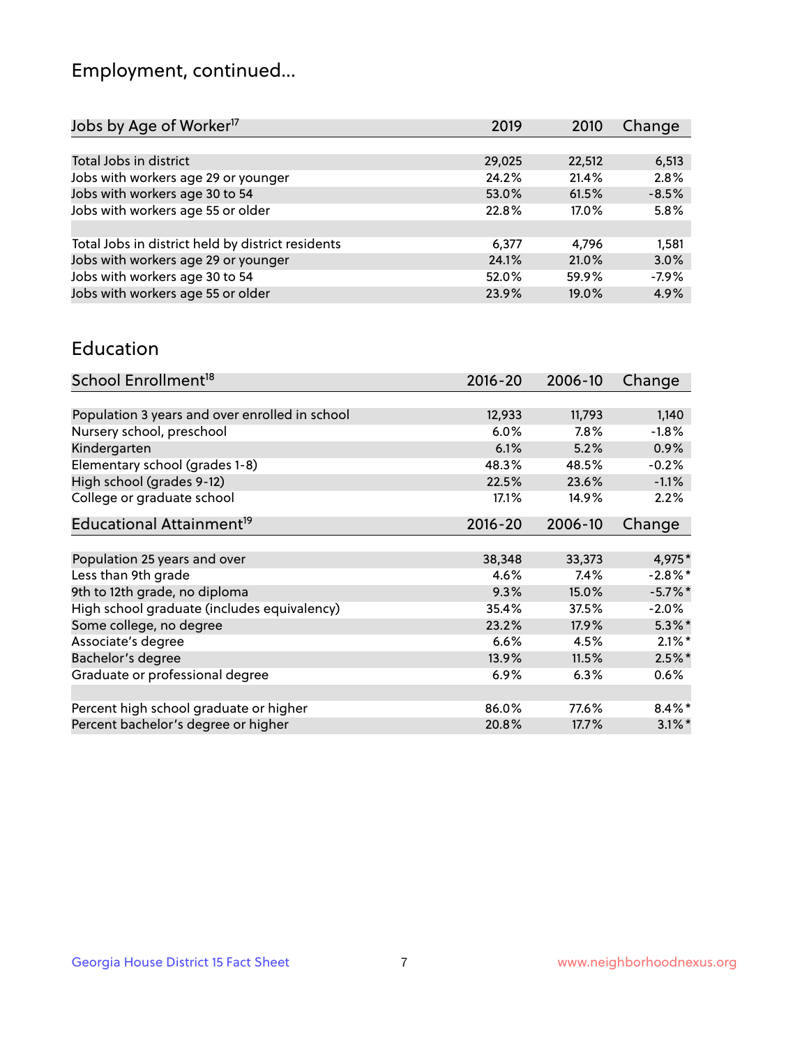## Employment, continued...

| Jobs by Age of Worker[17] | 2019 | 2010 | Change |
|---|---|---|---|
| Total Jobs in district | 29,025 | 22,512 | 6,513 |
| Jobs with workers age 29 or younger | 24.2% | 21.4% | 2.8% |
| Jobs with workers age 30 to 54 | 53.0% | 61.5% | -8.5% |
| Jobs with workers age 55 or older | 22.8% | 17.0% | 5.8% |
| | | | |
| Total Jobs in district held by district residents | 6,377 | 4,796 | 1,581 |
| Jobs with workers age 29 or younger | 24.1% | 21.0% | 3.0% |
| Jobs with workers age 30 to 54 | 52.0% | 59.9% | -7.9% |
| Jobs with workers age 55 or older | 23.9% | 19.0% | 4.9% |

## Education

| School Enrollment[18] | 2016-20 | 2006-10 | Change |
|---|---|---|---|
| Population 3 years and over enrolled in school | 12,933 | 11,793 | 1,140 |
| Nursery school, preschool | 6.0% | 7.8% | -1.8% |
| Kindergarten | 6.1% | 5.2% | 0.9% |
| Elementary school (grades 1-8) | 48.3% | 48.5% | -0.2% |
| High school (grades 9-12) | 22.5% | 23.6% | -1.1% |
| College or graduate school | 17.1% | 14.9% | 2.2% |

| Educational Attainment[19] | 2016-20 | 2006-10 | Change |
|---|---|---|---|
| Population 25 years and over | 38,348 | 33,373 | 4,975* |
| Less than 9th grade | 4.6% | 7.4% | -2.8%* |
| 9th to 12th grade, no diploma | 9.3% | 15.0% | -5.7%* |
| High school graduate (includes equivalency) | 35.4% | 37.5% | -2.0% |
| Some college, no degree | 23.2% | 17.9% | 5.3%* |
| Associate's degree | 6.6% | 4.5% | 2.1%* |
| Bachelor's degree | 13.9% | 11.5% | 2.5%* |
| Graduate or professional degree | 6.9% | 6.3% | 0.6% |
| | | | |
| Percent high school graduate or higher | 86.0% | 77.6% | 8.4%* |
| Percent bachelor's degree or higher | 20.8% | 17.7% | 3.1%* |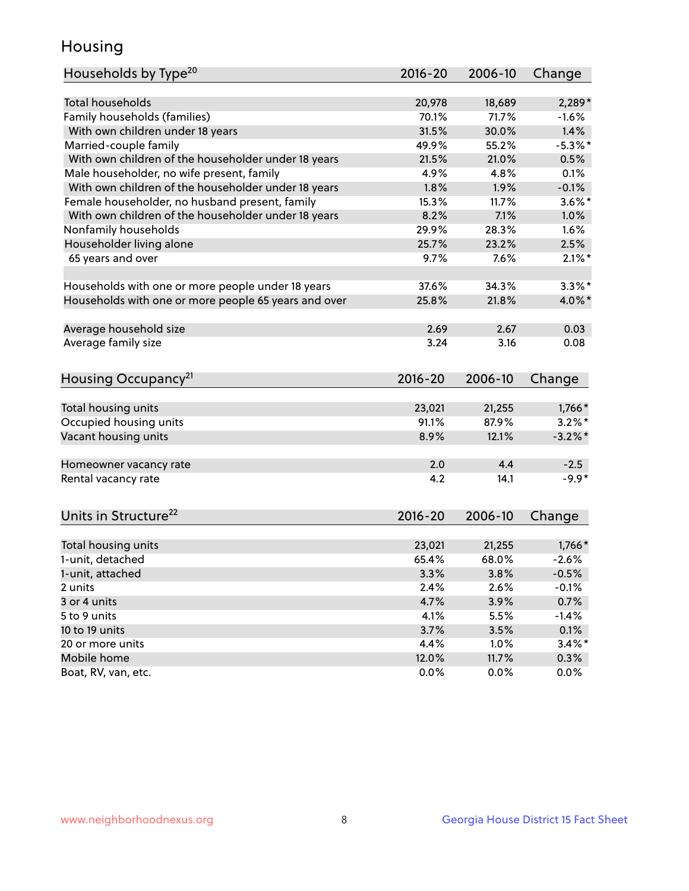# Housing

| Households by Type[20] | 2016-20 | 2006-10 | Change |
|---|---|---|---|
| Total households | 20,978 | 18,689 | 2,289* |
| Family households (families) | 70.1% | 71.7% | -1.6% |
| With own children under 18 years | 31.5% | 30.0% | 1.4% |
| Married-couple family | 49.9% | 55.2% | -5.3%* |
| With own children of the householder under 18 years | 21.5% | 21.0% | 0.5% |
| Male householder, no wife present, family | 4.9% | 4.8% | 0.1% |
| With own children of the householder under 18 years | 1.8% | 1.9% | -0.1% |
| Female householder, no husband present, family | 15.3% | 11.7% | 3.6%* |
| With own children of the householder under 18 years | 8.2% | 7.1% | 1.0% |
| Nonfamily households | 29.9% | 28.3% | 1.6% |
| Householder living alone | 25.7% | 23.2% | 2.5% |
| 65 years and over | 9.7% | 7.6% | 2.1%* |
| | | | |
| Households with one or more people under 18 years | 37.6% | 34.3% | 3.3%* |
| Households with one or more people 65 years and over | 25.8% | 21.8% | 4.0%* |
| | | | |
| Average household size | 2.69 | 2.67 | 0.03 |
| Average family size | 3.24 | 3.16 | 0.08 |

| Housing Occupancy[21] | 2016-20 | 2006-10 | Change |
|---|---|---|---|
| Total housing units | 23,021 | 21,255 | 1,766* |
| Occupied housing units | 91.1% | 87.9% | 3.2%* |
| Vacant housing units | 8.9% | 12.1% | -3.2%* |
| | | | |
| Homeowner vacancy rate | 2.0 | 4.4 | -2.5 |
| Rental vacancy rate | 4.2 | 14.1 | -9.9* |

| Units in Structure[22] | 2016-20 | 2006-10 | Change |
|---|---|---|---|
| Total housing units | 23,021 | 21,255 | 1,766* |
| 1-unit, detached | 65.4% | 68.0% | -2.6% |
| 1-unit, attached | 3.3% | 3.8% | -0.5% |
| 2 units | 2.4% | 2.6% | -0.1% |
| 3 or 4 units | 4.7% | 3.9% | 0.7% |
| 5 to 9 units | 4.1% | 5.5% | -1.4% |
| 10 to 19 units | 3.7% | 3.5% | 0.1% |
| 20 or more units | 4.4% | 1.0% | 3.4%* |
| Mobile home | 12.0% | 11.7% | 0.3% |
| Boat, RV, van, etc. | 0.0% | 0.0% | 0.0% |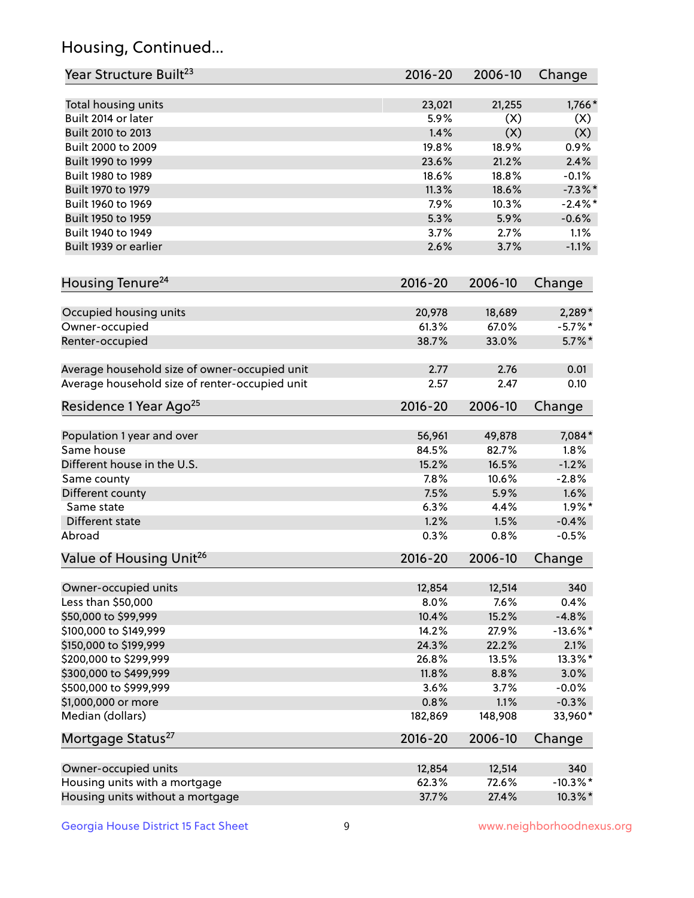## Housing, Continued...

| Year Structure Built[23] | 2016-20 | 2006-10 | Change |
|---|---|---|---|
| Total housing units | 23,021 | 21,255 | 1,766* |
| Built 2014 or later | 5.9% | (X) | (X) |
| Built 2010 to 2013 | 1.4% | (X) | (X) |
| Built 2000 to 2009 | 19.8% | 18.9% | 0.9% |
| Built 1990 to 1999 | 23.6% | 21.2% | 2.4% |
| Built 1980 to 1989 | 18.6% | 18.8% | -0.1% |
| Built 1970 to 1979 | 11.3% | 18.6% | -7.3%* |
| Built 1960 to 1969 | 7.9% | 10.3% | -2.4%* |
| Built 1950 to 1959 | 5.3% | 5.9% | -0.6% |
| Built 1940 to 1949 | 3.7% | 2.7% | 1.1% |
| Built 1939 or earlier | 2.6% | 3.7% | -1.1% |

| Housing Tenure[24] | 2016-20 | 2006-10 | Change |
|---|---|---|---|
| Occupied housing units | 20,978 | 18,689 | 2,289* |
| Owner-occupied | 61.3% | 67.0% | -5.7%* |
| Renter-occupied | 38.7% | 33.0% | 5.7%* |
| Average household size of owner-occupied unit | 2.77 | 2.76 | 0.01 |
| Average household size of renter-occupied unit | 2.57 | 2.47 | 0.10 |

| Residence 1 Year Ago[25] | 2016-20 | 2006-10 | Change |
|---|---|---|---|
| Population 1 year and over | 56,961 | 49,878 | 7,084* |
| Same house | 84.5% | 82.7% | 1.8% |
| Different house in the U.S. | 15.2% | 16.5% | -1.2% |
| Same county | 7.8% | 10.6% | -2.8% |
| Different county | 7.5% | 5.9% | 1.6% |
| Same state | 6.3% | 4.4% | 1.9%* |
| Different state | 1.2% | 1.5% | -0.4% |
| Abroad | 0.3% | 0.8% | -0.5% |

| Value of Housing Unit[26] | 2016-20 | 2006-10 | Change |
|---|---|---|---|
| Owner-occupied units | 12,854 | 12,514 | 340 |
| Less than $50,000 | 8.0% | 7.6% | 0.4% |
| $50,000 to $99,999 | 10.4% | 15.2% | -4.8% |
| $100,000 to $149,999 | 14.2% | 27.9% | -13.6%* |
| $150,000 to $199,999 | 24.3% | 22.2% | 2.1% |
| $200,000 to $299,999 | 26.8% | 13.5% | 13.3%* |
| $300,000 to $499,999 | 11.8% | 8.8% | 3.0% |
| $500,000 to $999,999 | 3.6% | 3.7% | -0.0% |
| $1,000,000 or more | 0.8% | 1.1% | -0.3% |
| Median (dollars) | 182,869 | 148,908 | 33,960* |

| Mortgage Status[27] | 2016-20 | 2006-10 | Change |
|---|---|---|---|
| Owner-occupied units | 12,854 | 12,514 | 340 |
| Housing units with a mortgage | 62.3% | 72.6% | -10.3%* |
| Housing units without a mortgage | 37.7% | 27.4% | 10.3%* |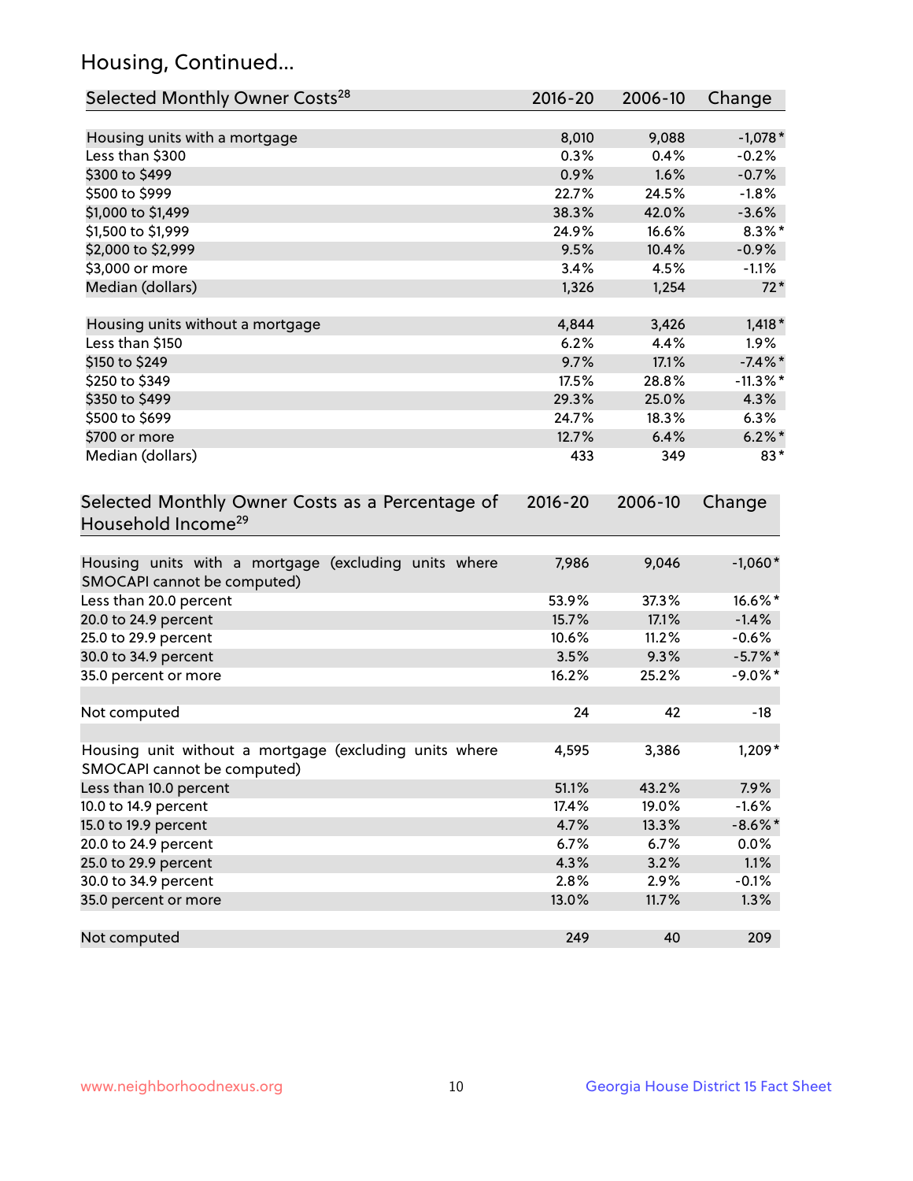## Housing, Continued...

| Selected Monthly Owner Costs[28] | 2016-20 | 2006-10 | Change |
|---|---|---|---|
| Housing units with a mortgage | 8,010 | 9,088 | -1,078* |
| Less than $300 | 0.3% | 0.4% | -0.2% |
| $300 to $499 | 0.9% | 1.6% | -0.7% |
| $500 to $999 | 22.7% | 24.5% | -1.8% |
| $1,000 to $1,499 | 38.3% | 42.0% | -3.6% |
| $1,500 to $1,999 | 24.9% | 16.6% | 8.3%* |
| $2,000 to $2,999 | 9.5% | 10.4% | -0.9% |
| $3,000 or more | 3.4% | 4.5% | -1.1% |
| Median (dollars) | 1,326 | 1,254 | 72* |
| | | | |
| Housing units without a mortgage | 4,844 | 3,426 | 1,418* |
| Less than $150 | 6.2% | 4.4% | 1.9% |
| $150 to $249 | 9.7% | 17.1% | -7.4%* |
| $250 to $349 | 17.5% | 28.8% | -11.3%* |
| $350 to $499 | 29.3% | 25.0% | 4.3% |
| $500 to $699 | 24.7% | 18.3% | 6.3% |
| $700 or more | 12.7% | 6.4% | 6.2%* |
| Median (dollars) | 433 | 349 | 83* |

| Selected Monthly Owner Costs as a Percentage of Household Income[29] | 2016-20 | 2006-10 | Change |
|---|---|---|---|
| Housing units with a mortgage (excluding units where SMOCAPI cannot be computed) | 7,986 | 9,046 | -1,060* |
| Less than 20.0 percent | 53.9% | 37.3% | 16.6%* |
| 20.0 to 24.9 percent | 15.7% | 17.1% | -1.4% |
| 25.0 to 29.9 percent | 10.6% | 11.2% | -0.6% |
| 30.0 to 34.9 percent | 3.5% | 9.3% | -5.7%* |
| 35.0 percent or more | 16.2% | 25.2% | -9.0%* |
| | | | |
| Not computed | 24 | 42 | -18 |
| | | | |
| Housing unit without a mortgage (excluding units where SMOCAPI cannot be computed) | 4,595 | 3,386 | 1,209* |
| Less than 10.0 percent | 51.1% | 43.2% | 7.9% |
| 10.0 to 14.9 percent | 17.4% | 19.0% | -1.6% |
| 15.0 to 19.9 percent | 4.7% | 13.3% | -8.6%* |
| 20.0 to 24.9 percent | 6.7% | 6.7% | 0.0% |
| 25.0 to 29.9 percent | 4.3% | 3.2% | 1.1% |
| 30.0 to 34.9 percent | 2.8% | 2.9% | -0.1% |
| 35.0 percent or more | 13.0% | 11.7% | 1.3% |
| | | | |
| Not computed | 249 | 40 | 209 |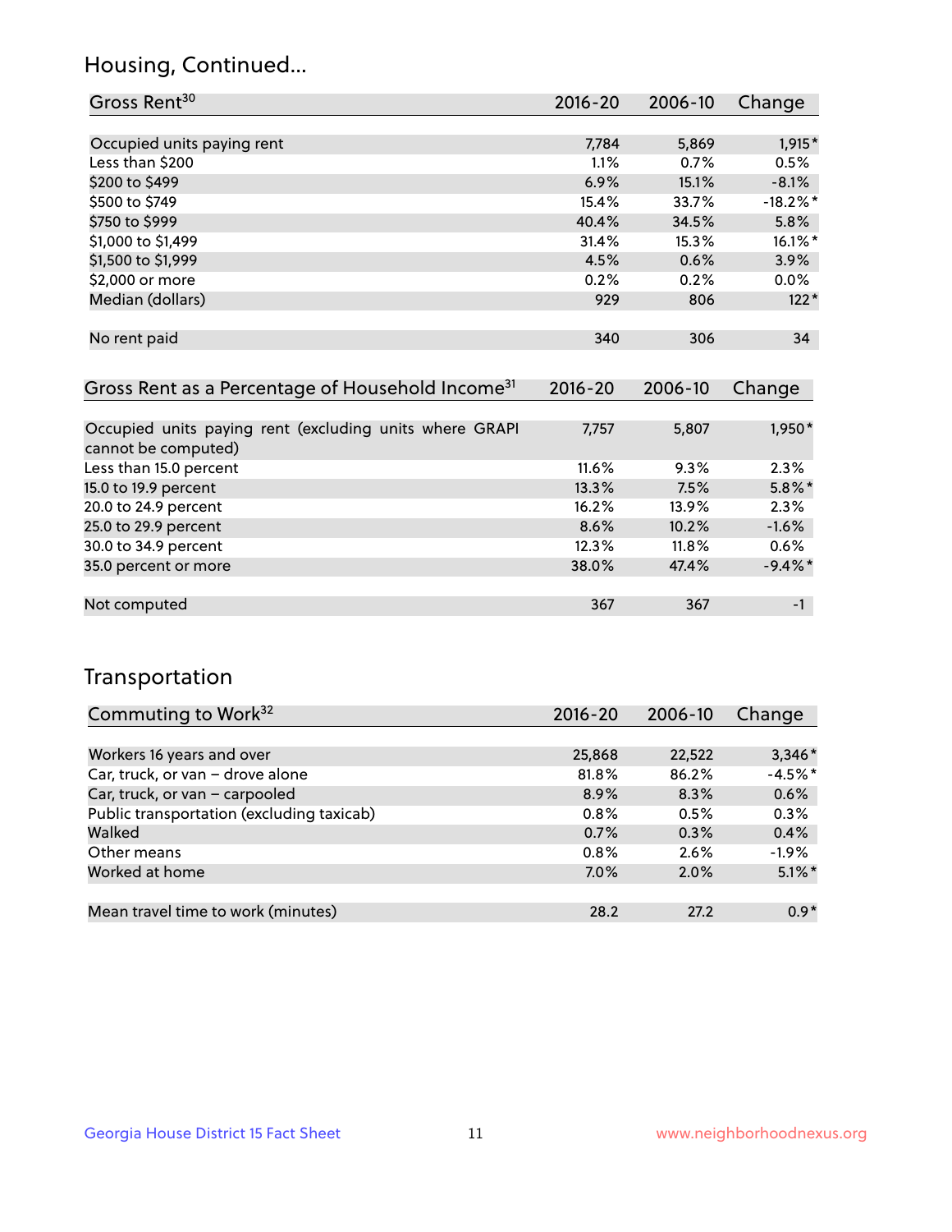## Housing, Continued...

| Gross Rent[30] | 2016-20 | 2006-10 | Change |
|---|---|---|---|
| Occupied units paying rent | 7,784 | 5,869 | 1,915* |
| Less than $200 | 1.1% | 0.7% | 0.5% |
| $200 to $499 | 6.9% | 15.1% | -8.1% |
| $500 to $749 | 15.4% | 33.7% | -18.2%* |
| $750 to $999 | 40.4% | 34.5% | 5.8% |
| $1,000 to $1,499 | 31.4% | 15.3% | 16.1%* |
| $1,500 to $1,999 | 4.5% | 0.6% | 3.9% |
| $2,000 or more | 0.2% | 0.2% | 0.0% |
| Median (dollars) | 929 | 806 | 122* |
| No rent paid | 340 | 306 | 34 |

| Gross Rent as a Percentage of Household Income[31] | 2016-20 | 2006-10 | Change |
|---|---|---|---|
| Occupied units paying rent (excluding units where GRAPI cannot be computed) | 7,757 | 5,807 | 1,950* |
| Less than 15.0 percent | 11.6% | 9.3% | 2.3% |
| 15.0 to 19.9 percent | 13.3% | 7.5% | 5.8%* |
| 20.0 to 24.9 percent | 16.2% | 13.9% | 2.3% |
| 25.0 to 29.9 percent | 8.6% | 10.2% | -1.6% |
| 30.0 to 34.9 percent | 12.3% | 11.8% | 0.6% |
| 35.0 percent or more | 38.0% | 47.4% | -9.4%* |
| Not computed | 367 | 367 | -1 |

## Transportation

| Commuting to Work[32] | 2016-20 | 2006-10 | Change |
|---|---|---|---|
| Workers 16 years and over | 25,868 | 22,522 | 3,346* |
| Car, truck, or van – drove alone | 81.8% | 86.2% | -4.5%* |
| Car, truck, or van – carpooled | 8.9% | 8.3% | 0.6% |
| Public transportation (excluding taxicab) | 0.8% | 0.5% | 0.3% |
| Walked | 0.7% | 0.3% | 0.4% |
| Other means | 0.8% | 2.6% | -1.9% |
| Worked at home | 7.0% | 2.0% | 5.1%* |
| Mean travel time to work (minutes) | 28.2 | 27.2 | 0.9* |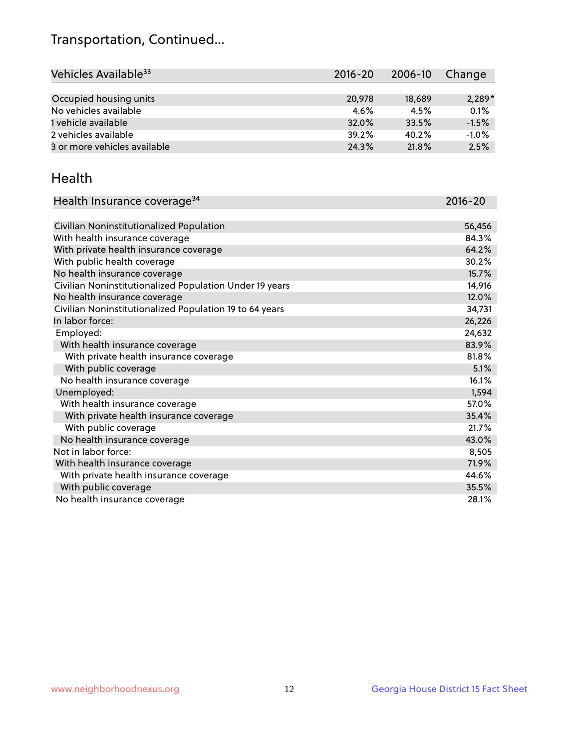## Transportation, Continued...

| Vehicles Available[33] | 2016-20 | 2006-10 | Change |
|---|---|---|---|
| Occupied housing units | 20,978 | 18,689 | 2,289* |
| No vehicles available | 4.6% | 4.5% | 0.1% |
| 1 vehicle available | 32.0% | 33.5% | -1.5% |
| 2 vehicles available | 39.2% | 40.2% | -1.0% |
| 3 or more vehicles available | 24.3% | 21.8% | 2.5% |

## Health

| Health Insurance coverage[34] | 2016-20 |
|---|---|
| Civilian Noninstitutionalized Population | 56,456 |
| With health insurance coverage | 84.3% |
| With private health insurance coverage | 64.2% |
| With public health coverage | 30.2% |
| No health insurance coverage | 15.7% |
| Civilian Noninstitutionalized Population Under 19 years | 14,916 |
| No health insurance coverage | 12.0% |
| Civilian Noninstitutionalized Population 19 to 64 years | 34,731 |
| In labor force: | 26,226 |
| Employed: | 24,632 |
| With health insurance coverage | 83.9% |
| With private health insurance coverage | 81.8% |
| With public coverage | 5.1% |
| No health insurance coverage | 16.1% |
| Unemployed: | 1,594 |
| With health insurance coverage | 57.0% |
| With private health insurance coverage | 35.4% |
| With public coverage | 21.7% |
| No health insurance coverage | 43.0% |
| Not in labor force: | 8,505 |
| With health insurance coverage | 71.9% |
| With private health insurance coverage | 44.6% |
| With public coverage | 35.5% |
| No health insurance coverage | 28.1% |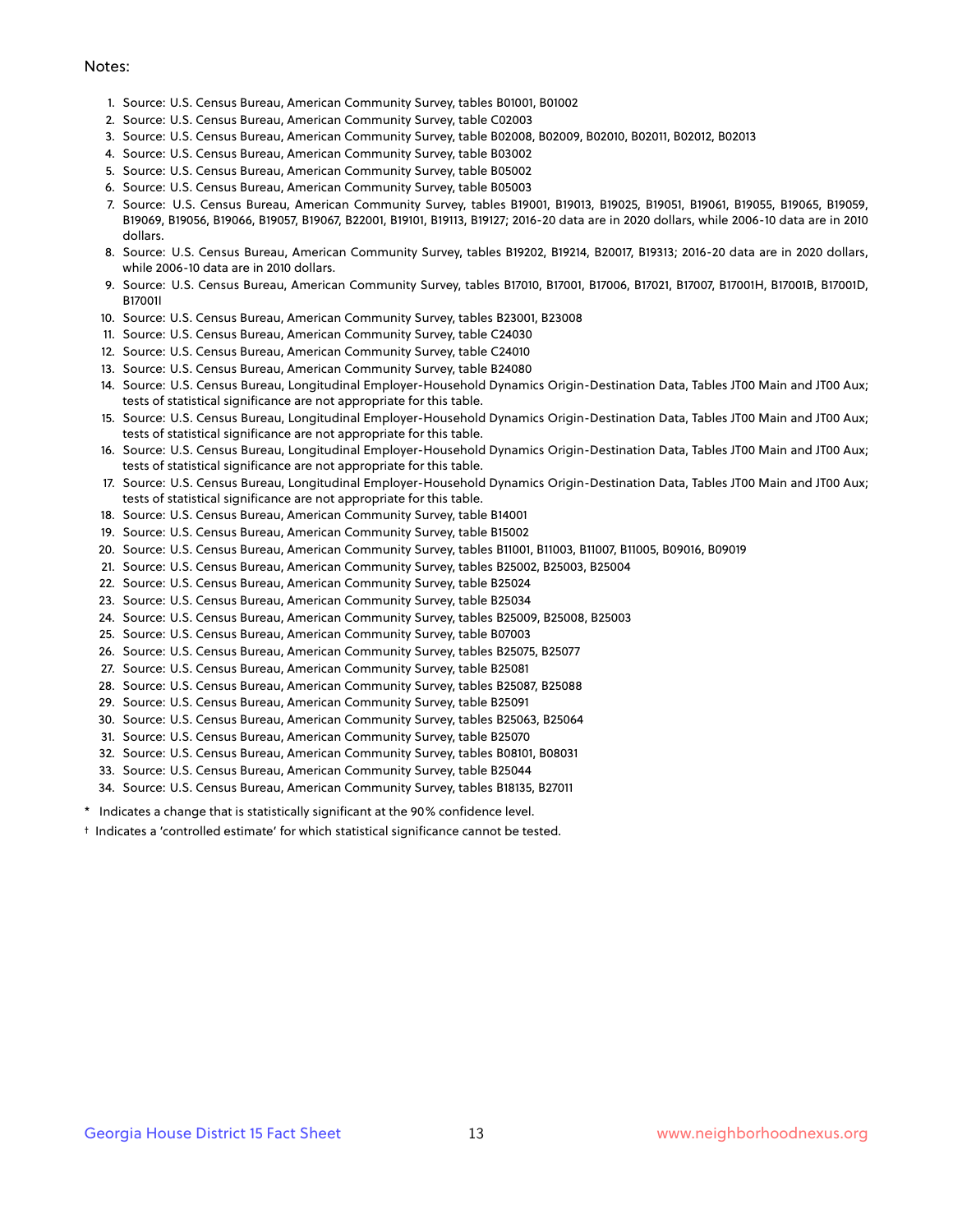Notes:

1. Source: U.S. Census Bureau, American Community Survey, tables B01001, B01002
2. Source: U.S. Census Bureau, American Community Survey, table C02003
3. Source: U.S. Census Bureau, American Community Survey, table B02008, B02009, B02010, B02011, B02012, B02013
4. Source: U.S. Census Bureau, American Community Survey, table B03002
5. Source: U.S. Census Bureau, American Community Survey, table B05002
6. Source: U.S. Census Bureau, American Community Survey, table B05003
7. Source: U.S. Census Bureau, American Community Survey, tables B19001, B19013, B19025, B19051, B19061, B19055, B19065, B19059, B19069, B19056, B19066, B19057, B19067, B22001, B19101, B19113, B19127; 2016-20 data are in 2020 dollars, while 2006-10 data are in 2010 dollars.
8. Source: U.S. Census Bureau, American Community Survey, tables B19202, B19214, B20017, B19313; 2016-20 data are in 2020 dollars, while 2006-10 data are in 2010 dollars.
9. Source: U.S. Census Bureau, American Community Survey, tables B17010, B17001, B17006, B17021, B17007, B17001H, B17001B, B17001D, B17001I
10. Source: U.S. Census Bureau, American Community Survey, tables B23001, B23008
11. Source: U.S. Census Bureau, American Community Survey, table C24030
12. Source: U.S. Census Bureau, American Community Survey, table C24010
13. Source: U.S. Census Bureau, American Community Survey, table B24080
14. Source: U.S. Census Bureau, Longitudinal Employer-Household Dynamics Origin-Destination Data, Tables JT00 Main and JT00 Aux; tests of statistical significance are not appropriate for this table.
15. Source: U.S. Census Bureau, Longitudinal Employer-Household Dynamics Origin-Destination Data, Tables JT00 Main and JT00 Aux; tests of statistical significance are not appropriate for this table.
16. Source: U.S. Census Bureau, Longitudinal Employer-Household Dynamics Origin-Destination Data, Tables JT00 Main and JT00 Aux; tests of statistical significance are not appropriate for this table.
17. Source: U.S. Census Bureau, Longitudinal Employer-Household Dynamics Origin-Destination Data, Tables JT00 Main and JT00 Aux; tests of statistical significance are not appropriate for this table.
18. Source: U.S. Census Bureau, American Community Survey, table B14001
19. Source: U.S. Census Bureau, American Community Survey, table B15002
20. Source: U.S. Census Bureau, American Community Survey, tables B11001, B11003, B11007, B11005, B09016, B09019
21. Source: U.S. Census Bureau, American Community Survey, tables B25002, B25003, B25004
22. Source: U.S. Census Bureau, American Community Survey, table B25024
23. Source: U.S. Census Bureau, American Community Survey, table B25034
24. Source: U.S. Census Bureau, American Community Survey, tables B25009, B25008, B25003
25. Source: U.S. Census Bureau, American Community Survey, table B07003
26. Source: U.S. Census Bureau, American Community Survey, tables B25075, B25077
27. Source: U.S. Census Bureau, American Community Survey, table B25081
28. Source: U.S. Census Bureau, American Community Survey, tables B25087, B25088
29. Source: U.S. Census Bureau, American Community Survey, table B25091
30. Source: U.S. Census Bureau, American Community Survey, tables B25063, B25064
31. Source: U.S. Census Bureau, American Community Survey, table B25070
32. Source: U.S. Census Bureau, American Community Survey, tables B08101, B08031
33. Source: U.S. Census Bureau, American Community Survey, table B25044
34. Source: U.S. Census Bureau, American Community Survey, tables B18135, B27011

\* Indicates a change that is statistically significant at the 90% confidence level.

† Indicates a 'controlled estimate' for which statistical significance cannot be tested.